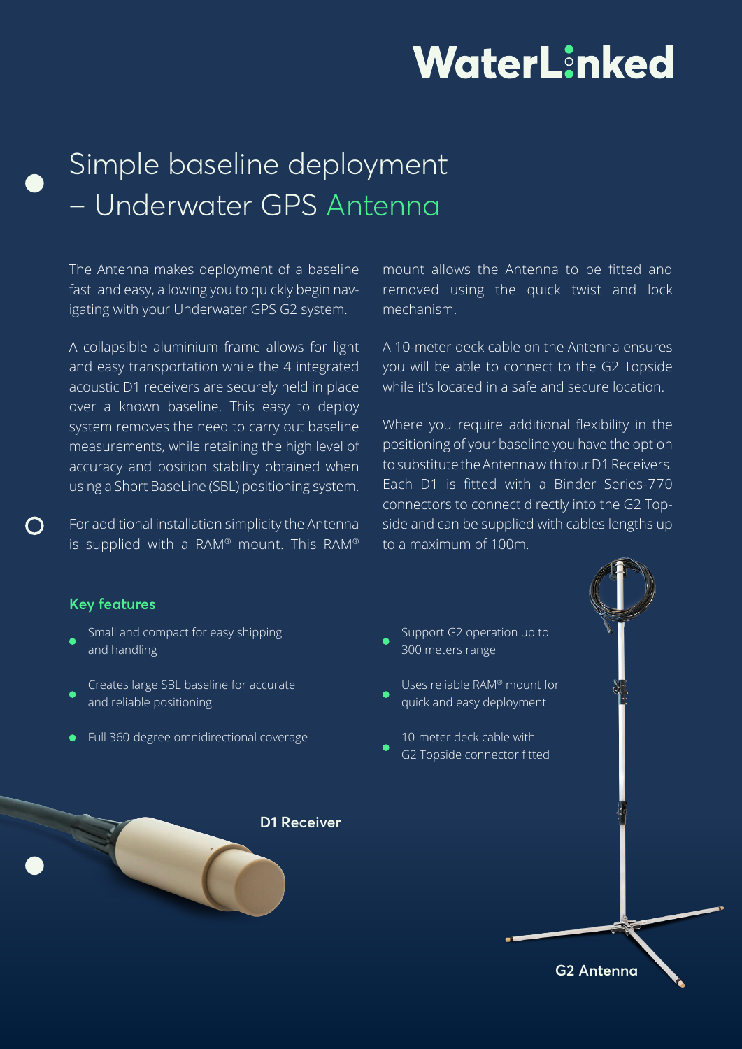# WaterLinked

## Simple baseline deployment – Underwater GPS Antenna

The Antenna makes deployment of a baseline fast and easy, allowing you to quickly begin navigating with your Underwater GPS G2 system.

A collapsible aluminium frame allows for light and easy transportation while the 4 integrated acoustic D1 receivers are securely held in place over a known baseline. This easy to deploy system removes the need to carry out baseline measurements, while retaining the high level of accuracy and position stability obtained when using a Short BaseLine (SBL) positioning system.

For additional installation simplicity the Antenna is supplied with a RAM® mount. This RAM® mount allows the Antenna to be fitted and removed using the quick twist and lock mechanism.

A 10-meter deck cable on the Antenna ensures you will be able to connect to the G2 Topside while it's located in a safe and secure location.

Where you require additional flexibility in the positioning of your baseline you have the option to substitute the Antenna with four D1 Receivers. Each D1 is fitted with a Binder Series-770 connectors to connect directly into the G2 Topside and can be supplied with cables lengths up to a maximum of 100m.

### Key features

- Small and compact for easy shipping and handling
- Creates large SBL baseline for accurate and reliable positioning
- Full 360-degree omnidirectional coverage
- Support G2 operation up to 300 meters range
- Uses reliable RAM® mount for quick and easy deployment
- 10-meter deck cable with G2 Topside connector fitted

D1 Receiver

G2 Antenna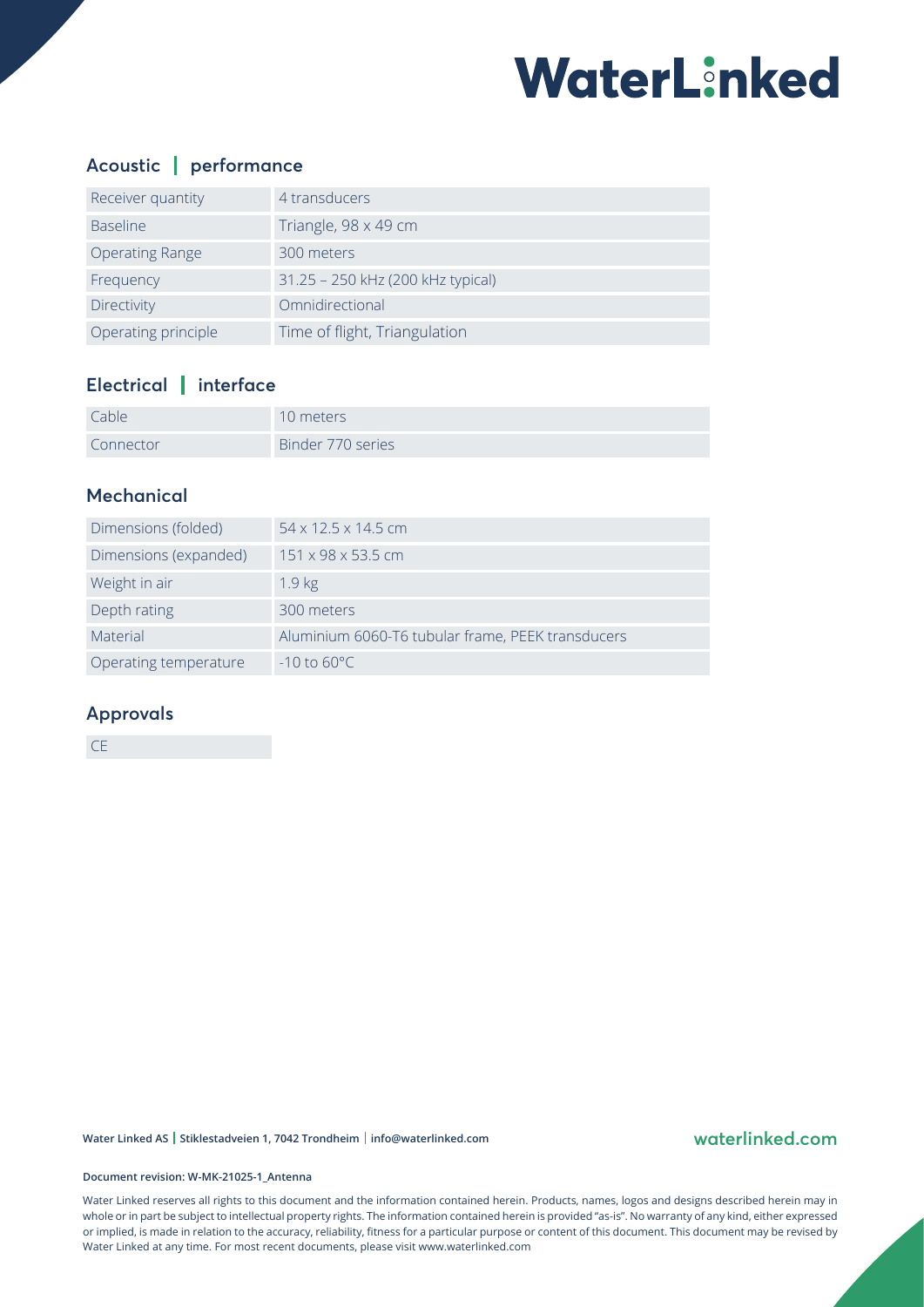## Acoustic | performance

| | |
|---|---|
| Receiver quantity | 4 transducers |
| Baseline | Triangle, 98 x 49 cm |
| Operating Range | 300 meters |
| Frequency | 31.25 – 250 kHz (200 kHz typical) |
| Directivity | Omnidirectional |
| Operating principle | Time of flight, Triangulation |

## Electrical | interface

| | |
|---|---|
| Cable | 10 meters |
| Connector | Binder 770 series |

## Mechanical

| | |
|---|---|
| Dimensions (folded) | 54 x 12.5 x 14.5 cm |
| Dimensions (expanded) | 151 x 98 x 53.5 cm |
| Weight in air | 1.9 kg |
| Depth rating | 300 meters |
| Material | Aluminium 6060-T6 tubular frame, PEEK transducers |
| Operating temperature | -10 to 60°C |

## Approvals

| |
|---|
| CE |

**Water Linked AS | Stiklestadveien 1, 7042 Trondheim | info@waterlinked.com**

**waterlinked.com**

**Document revision: W-MK-21025-1_Antenna**

Water Linked reserves all rights to this document and the information contained herein. Products, names, logos and designs described herein may in whole or in part be subject to intellectual property rights. The information contained herein is provided "as-is". No warranty of any kind, either expressed or implied, is made in relation to the accuracy, reliability, fitness for a particular purpose or content of this document. This document may be revised by Water Linked at any time. For most recent documents, please visit www.waterlinked.com